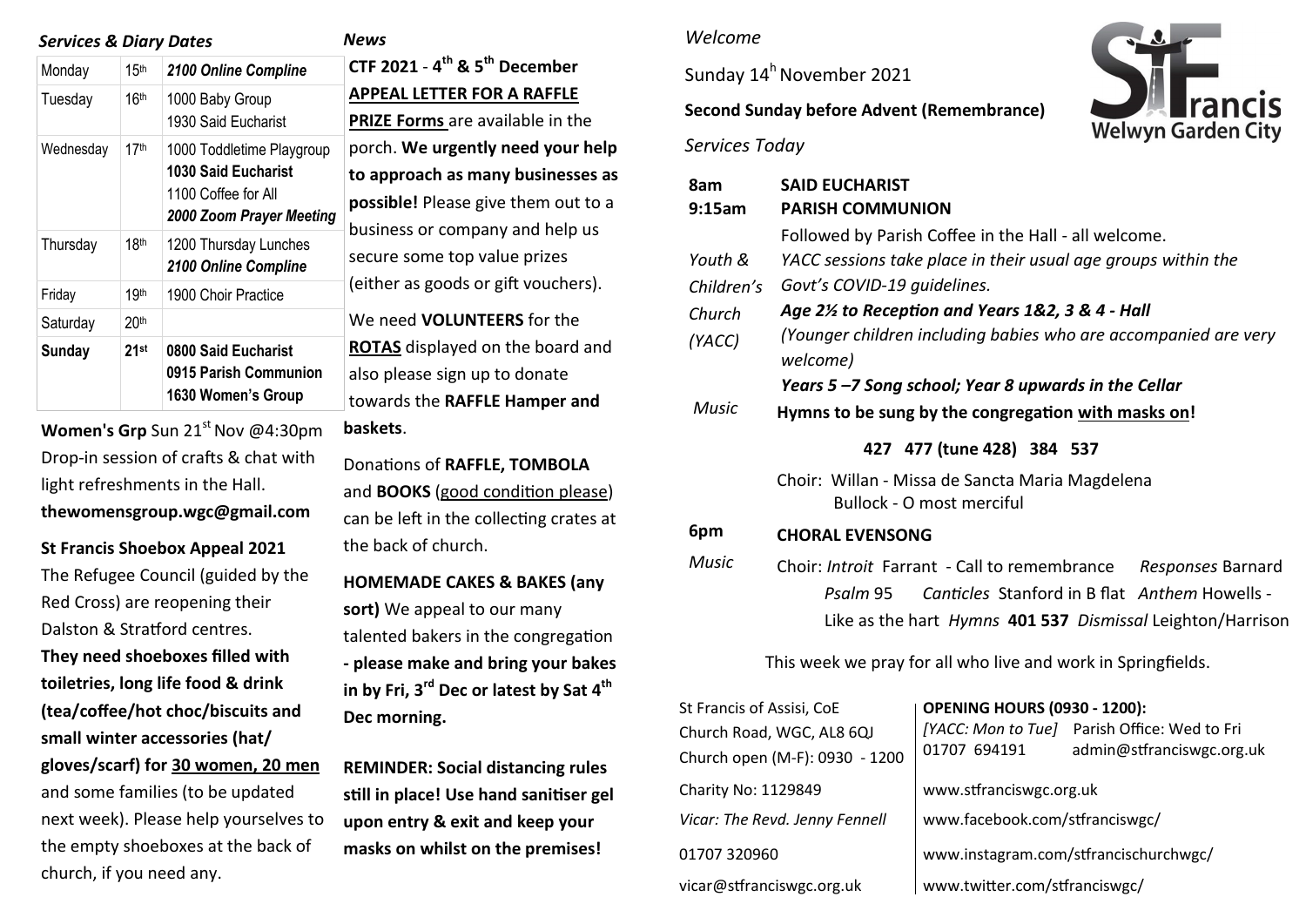## *Services & Diary Dates*

| Monday | 15th | ***2100 Online Compline*** |
|---|---|---|
| Tuesday | 16th | 1000 Baby Group<br>1930 Said Eucharist |
| Wednesday | 17th | 1000 Toddletime Playgroup<br>**1030 Said Eucharist**<br>1100 Coffee for All<br>***2000 Zoom Prayer Meeting*** |
| Thursday | 18th | 1200 Thursday Lunches<br>***2100 Online Compline*** |
| Friday | 19th | 1900 Choir Practice |
| Saturday | 20th | |
| **Sunday** | **21st** | **0800 Said Eucharist**<br>**0915 Parish Communion**<br>**1630 Women's Group** |

**Women's Grp** Sun 21st Nov @4:30pm Drop-in session of crafts & chat with light refreshments in the Hall. **thewomensgroup.wgc@gmail.com**

**St Francis Shoebox Appeal 2021**

The Refugee Council (guided by the Red Cross) are reopening their Dalston & Stratford centres. **They need shoeboxes filled with toiletries, long life food & drink (tea/coffee/hot choc/biscuits and small winter accessories (hat/ gloves/scarf) for 30 women, 20 men** and some families (to be updated next week). Please help yourselves to the empty shoeboxes at the back of church, if you need any.

## *News*

**CTF 2021 - 4th & 5th December**
**APPEAL LETTER FOR A RAFFLE PRIZE Forms** are available in the porch. **We urgently need your help to approach as many businesses as possible!** Please give them out to a business or company and help us secure some top value prizes (either as goods or gift vouchers).

We need **VOLUNTEERS** for the **ROTAS** displayed on the board and also please sign up to donate towards the **RAFFLE Hamper and baskets**.

Donations of **RAFFLE, TOMBOLA** and **BOOKS** (good condition please) can be left in the collecting crates at the back of church.

**HOMEMADE CAKES & BAKES (any sort)** We appeal to our many talented bakers in the congregation **- please make and bring your bakes in by Fri, 3rd Dec or latest by Sat 4th Dec morning.**

**REMINDER: Social distancing rules still in place! Use hand sanitiser gel upon entry & exit and keep your masks on whilst on the premises!**

*Welcome*

Sunday 14th November 2021

**Second Sunday before Advent (Remembrance)**

St Francis Welwyn Garden City

*Services Today*

**8am** **SAID EUCHARIST**

**9:15am** **PARISH COMMUNION**

Followed by Parish Coffee in the Hall - all welcome.

*Youth & Children's Church (YACC)*
*YACC sessions take place in their usual age groups within the Govt's COVID-19 guidelines.*
***Age 2½ to Reception and Years 1&2, 3 & 4 - Hall***
*(Younger children including babies who are accompanied are very welcome)*
***Years 5 –7 Song school; Year 8 upwards in the Cellar***

*Music* **Hymns to be sung by the congregation with masks on!**

**427 477 (tune 428) 384 537**

Choir: Willan - Missa de Sancta Maria Magdelena
Bullock - O most merciful

**6pm** **CHORAL EVENSONG**

*Music* Choir: *Introit* Farrant - Call to remembrance *Responses* Barnard
*Psalm* 95 *Canticles* Stanford in B flat *Anthem* Howells - Like as the hart *Hymns* **401 537** *Dismissal* Leighton/Harrison

This week we pray for all who live and work in Springfields.

St Francis of Assisi, CoE
Church Road, WGC, AL8 6QJ
Church open (M-F): 0930 - 1200

**OPENING HOURS (0930 - 1200):**
*[YACC: Mon to Tue]* Parish Office: Wed to Fri
01707 694191 admin@stfranciswgc.org.uk

Charity No: 1129849 | www.stfranciswgc.org.uk

*Vicar: The Revd. Jenny Fennell* | www.facebook.com/stfranciswgc/

01707 320960 | www.instagram.com/stfrancischurchwgc/

vicar@stfranciswgc.org.uk | www.twitter.com/stfranciswgc/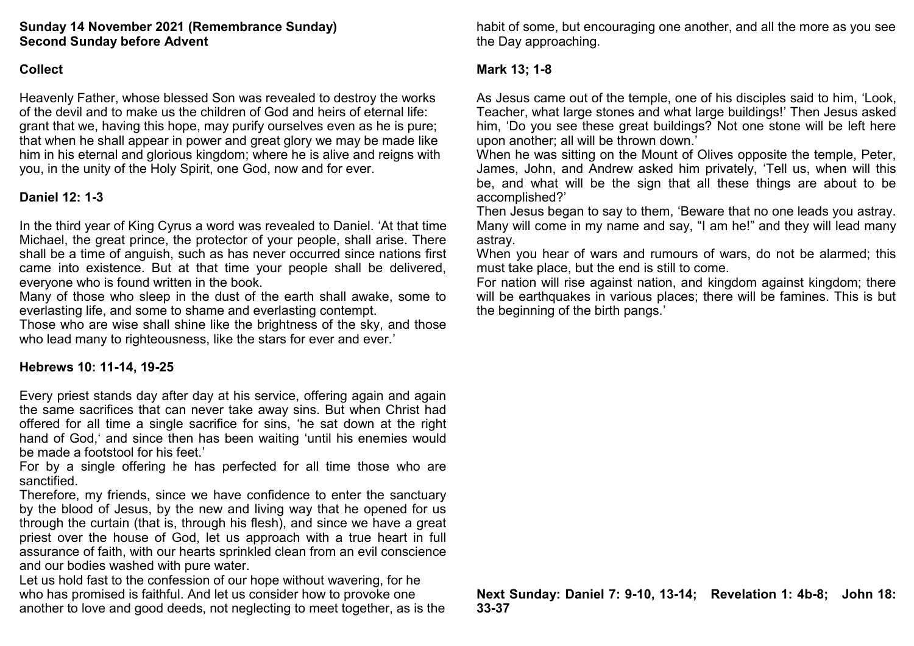**Sunday 14 November 2021 (Remembrance Sunday)**
**Second Sunday before Advent**

**Collect**

Heavenly Father, whose blessed Son was revealed to destroy the works of the devil and to make us the children of God and heirs of eternal life: grant that we, having this hope, may purify ourselves even as he is pure; that when he shall appear in power and great glory we may be made like him in his eternal and glorious kingdom; where he is alive and reigns with you, in the unity of the Holy Spirit, one God, now and for ever.

**Daniel 12: 1-3**

In the third year of King Cyrus a word was revealed to Daniel. 'At that time Michael, the great prince, the protector of your people, shall arise. There shall be a time of anguish, such as has never occurred since nations first came into existence. But at that time your people shall be delivered, everyone who is found written in the book.

Many of those who sleep in the dust of the earth shall awake, some to everlasting life, and some to shame and everlasting contempt.

Those who are wise shall shine like the brightness of the sky, and those who lead many to righteousness, like the stars for ever and ever.'

**Hebrews 10: 11-14, 19-25**

Every priest stands day after day at his service, offering again and again the same sacrifices that can never take away sins. But when Christ had offered for all time a single sacrifice for sins, 'he sat down at the right hand of God,' and since then has been waiting 'until his enemies would be made a footstool for his feet.'

For by a single offering he has perfected for all time those who are sanctified.

Therefore, my friends, since we have confidence to enter the sanctuary by the blood of Jesus, by the new and living way that he opened for us through the curtain (that is, through his flesh), and since we have a great priest over the house of God, let us approach with a true heart in full assurance of faith, with our hearts sprinkled clean from an evil conscience and our bodies washed with pure water.

Let us hold fast to the confession of our hope without wavering, for he who has promised is faithful. And let us consider how to provoke one another to love and good deeds, not neglecting to meet together, as is the habit of some, but encouraging one another, and all the more as you see the Day approaching.

**Mark 13; 1-8**

As Jesus came out of the temple, one of his disciples said to him, 'Look, Teacher, what large stones and what large buildings!' Then Jesus asked him, 'Do you see these great buildings? Not one stone will be left here upon another; all will be thrown down.'

When he was sitting on the Mount of Olives opposite the temple, Peter, James, John, and Andrew asked him privately, 'Tell us, when will this be, and what will be the sign that all these things are about to be accomplished?'

Then Jesus began to say to them, 'Beware that no one leads you astray. Many will come in my name and say, "I am he!" and they will lead many astray.

When you hear of wars and rumours of wars, do not be alarmed; this must take place, but the end is still to come.

For nation will rise against nation, and kingdom against kingdom; there will be earthquakes in various places; there will be famines. This is but the beginning of the birth pangs.'

**Next Sunday: Daniel 7: 9-10, 13-14; Revelation 1: 4b-8; John 18: 33-37**